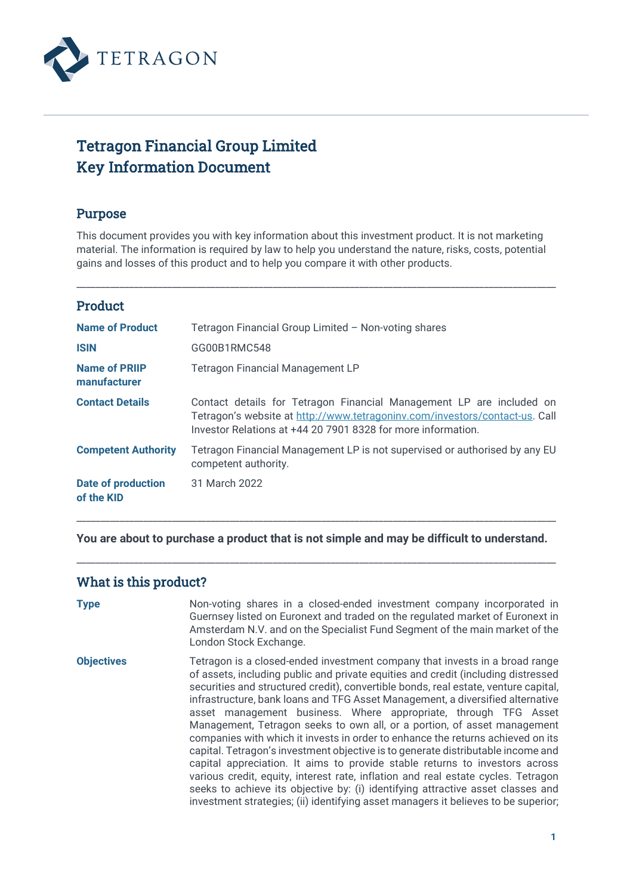TETRAGON

# Tetragon Financial Group Limited
# Key Information Document

## Purpose

This document provides you with key information about this investment product. It is not marketing material. The information is required by law to help you understand the nature, risks, costs, potential gains and losses of this product and to help you compare it with other products.

---

## Product

| | |
|---|---|
| **Name of Product** | Tetragon Financial Group Limited – Non-voting shares |
| **ISIN** | GG00B1RMC548 |
| **Name of PRIIP manufacturer** | Tetragon Financial Management LP |
| **Contact Details** | Contact details for Tetragon Financial Management LP are included on Tetragon's website at http://www.tetragoninv.com/investors/contact-us. Call Investor Relations at +44 20 7901 8328 for more information. |
| **Competent Authority** | Tetragon Financial Management LP is not supervised or authorised by any EU competent authority. |
| **Date of production of the KID** | 31 March 2022 |

---

**You are about to purchase a product that is not simple and may be difficult to understand.**

---

## What is this product?

| | |
|---|---|
| **Type** | Non-voting shares in a closed-ended investment company incorporated in Guernsey listed on Euronext and traded on the regulated market of Euronext in Amsterdam N.V. and on the Specialist Fund Segment of the main market of the London Stock Exchange. |
| **Objectives** | Tetragon is a closed-ended investment company that invests in a broad range of assets, including public and private equities and credit (including distressed securities and structured credit), convertible bonds, real estate, venture capital, infrastructure, bank loans and TFG Asset Management, a diversified alternative asset management business. Where appropriate, through TFG Asset Management, Tetragon seeks to own all, or a portion, of asset management companies with which it invests in order to enhance the returns achieved on its capital. Tetragon's investment objective is to generate distributable income and capital appreciation. It aims to provide stable returns to investors across various credit, equity, interest rate, inflation and real estate cycles. Tetragon seeks to achieve its objective by: (i) identifying attractive asset classes and investment strategies; (ii) identifying asset managers it believes to be superior; |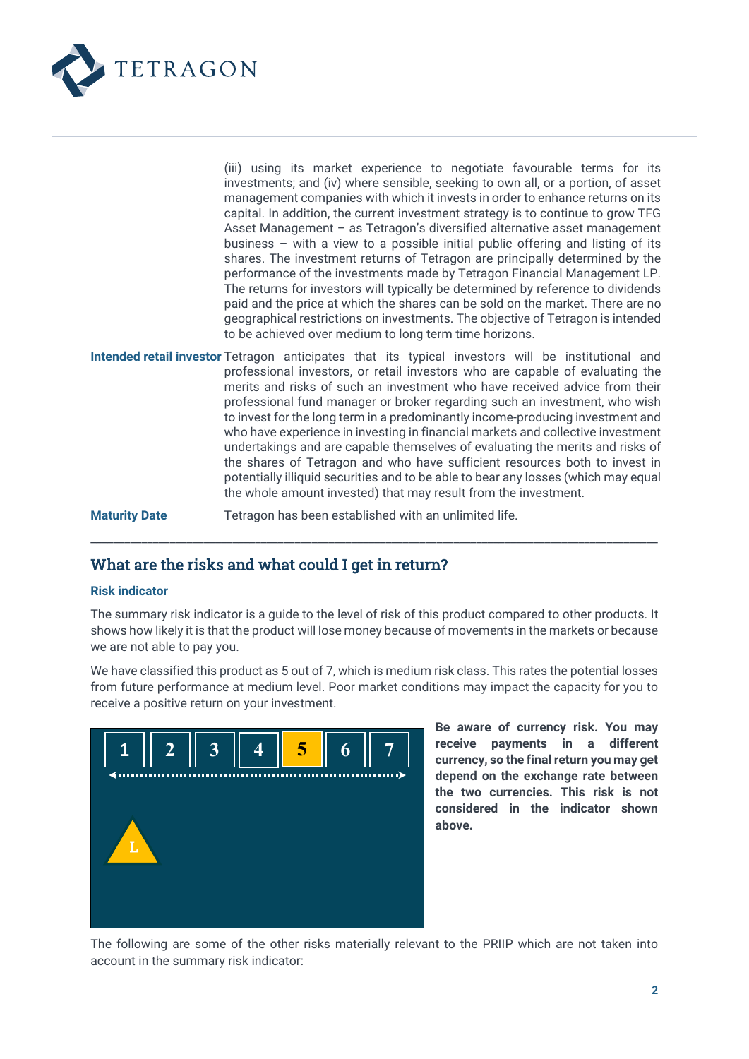(iii) using its market experience to negotiate favourable terms for its investments; and (iv) where sensible, seeking to own all, or a portion, of asset management companies with which it invests in order to enhance returns on its capital. In addition, the current investment strategy is to continue to grow TFG Asset Management – as Tetragon's diversified alternative asset management business – with a view to a possible initial public offering and listing of its shares. The investment returns of Tetragon are principally determined by the performance of the investments made by Tetragon Financial Management LP. The returns for investors will typically be determined by reference to dividends paid and the price at which the shares can be sold on the market. There are no geographical restrictions on investments. The objective of Tetragon is intended to be achieved over medium to long term time horizons.

**Intended retail investor** Tetragon anticipates that its typical investors will be institutional and professional investors, or retail investors who are capable of evaluating the merits and risks of such an investment who have received advice from their professional fund manager or broker regarding such an investment, who wish to invest for the long term in a predominantly income-producing investment and who have experience in investing in financial markets and collective investment undertakings and are capable themselves of evaluating the merits and risks of the shares of Tetragon and who have sufficient resources both to invest in potentially illiquid securities and to be able to bear any losses (which may equal the whole amount invested) that may result from the investment.

**Maturity Date** Tetragon has been established with an unlimited life.

---

## What are the risks and what could I get in return?

### Risk indicator

The summary risk indicator is a guide to the level of risk of this product compared to other products. It shows how likely it is that the product will lose money because of movements in the markets or because we are not able to pay you.

We have classified this product as 5 out of 7, which is medium risk class. This rates the potential losses from future performance at medium level. Poor market conditions may impact the capacity for you to receive a positive return on your investment.

| 1 | 2 | 3 | 4 | **5** | 6 | 7 |
|---|---|---|---|---|---|---|

L

**Be aware of currency risk. You may receive payments in a different currency, so the final return you may get depend on the exchange rate between the two currencies. This risk is not considered in the indicator shown above.**

The following are some of the other risks materially relevant to the PRIIP which are not taken into account in the summary risk indicator: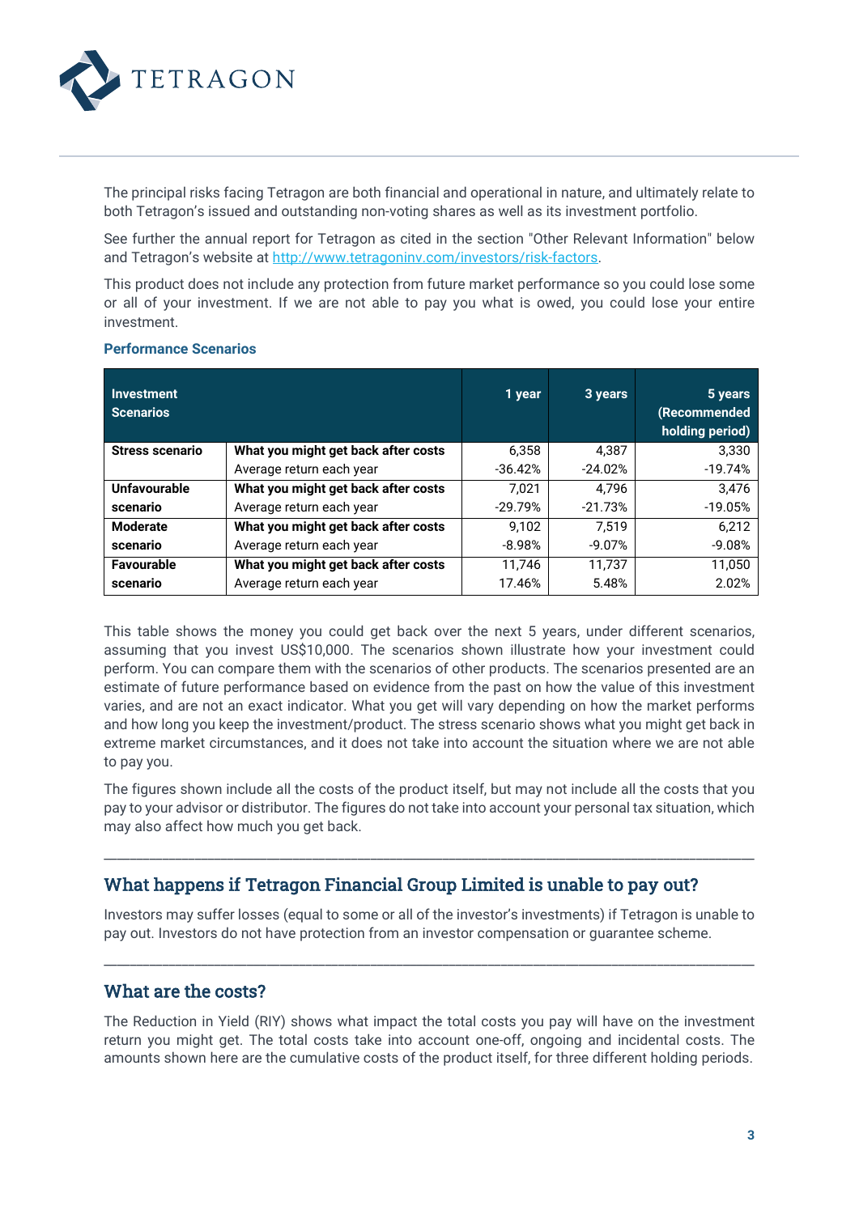The principal risks facing Tetragon are both financial and operational in nature, and ultimately relate to both Tetragon's issued and outstanding non-voting shares as well as its investment portfolio.

See further the annual report for Tetragon as cited in the section "Other Relevant Information" below and Tetragon's website at [http://www.tetragoninv.com/investors/risk-factors](http://www.tetragoninv.com/investors/risk-factors).

This product does not include any protection from future market performance so you could lose some or all of your investment. If we are not able to pay you what is owed, you could lose your entire investment.

### Performance Scenarios

| Investment Scenarios | | 1 year | 3 years | 5 years (Recommended holding period) |
|---|---|---|---|---|
| **Stress scenario** | **What you might get back after costs** | 6,358 | 4,387 | 3,330 |
| | Average return each year | -36.42% | -24.02% | -19.74% |
| **Unfavourable scenario** | **What you might get back after costs** | 7,021 | 4,796 | 3,476 |
| | Average return each year | -29.79% | -21.73% | -19.05% |
| **Moderate scenario** | **What you might get back after costs** | 9,102 | 7,519 | 6,212 |
| | Average return each year | -8.98% | -9.07% | -9.08% |
| **Favourable scenario** | **What you might get back after costs** | 11,746 | 11,737 | 11,050 |
| | Average return each year | 17.46% | 5.48% | 2.02% |

This table shows the money you could get back over the next 5 years, under different scenarios, assuming that you invest US$10,000. The scenarios shown illustrate how your investment could perform. You can compare them with the scenarios of other products. The scenarios presented are an estimate of future performance based on evidence from the past on how the value of this investment varies, and are not an exact indicator. What you get will vary depending on how the market performs and how long you keep the investment/product. The stress scenario shows what you might get back in extreme market circumstances, and it does not take into account the situation where we are not able to pay you.

The figures shown include all the costs of the product itself, but may not include all the costs that you pay to your advisor or distributor. The figures do not take into account your personal tax situation, which may also affect how much you get back.

---

## What happens if Tetragon Financial Group Limited is unable to pay out?

Investors may suffer losses (equal to some or all of the investor's investments) if Tetragon is unable to pay out. Investors do not have protection from an investor compensation or guarantee scheme.

---

## What are the costs?

The Reduction in Yield (RIY) shows what impact the total costs you pay will have on the investment return you might get. The total costs take into account one-off, ongoing and incidental costs. The amounts shown here are the cumulative costs of the product itself, for three different holding periods.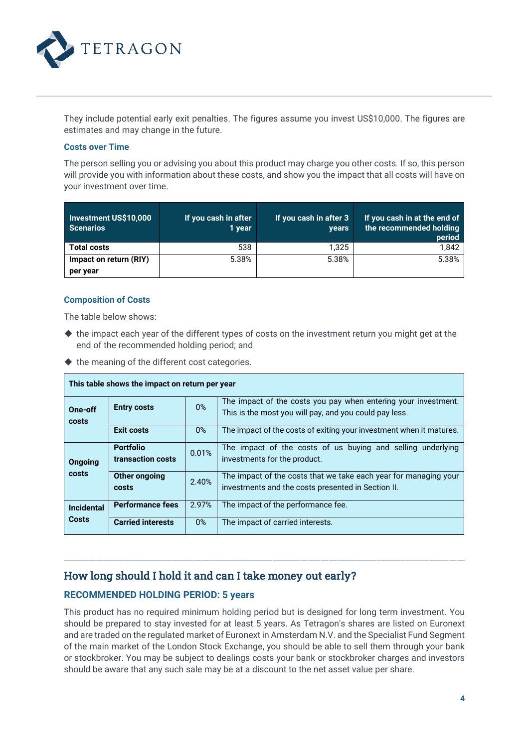They include potential early exit penalties. The figures assume you invest US$10,000. The figures are estimates and may change in the future.

### Costs over Time

The person selling you or advising you about this product may charge you other costs. If so, this person will provide you with information about these costs, and show you the impact that all costs will have on your investment over time.

| Investment US$10,000 Scenarios | If you cash in after 1 year | If you cash in after 3 years | If you cash in at the end of the recommended holding period |
|---|---|---|---|
| **Total costs** | 538 | 1,325 | 1,842 |
| **Impact on return (RIY) per year** | 5.38% | 5.38% | 5.38% |

### Composition of Costs

The table below shows:

- the impact each year of the different types of costs on the investment return you might get at the end of the recommended holding period; and
- the meaning of the different cost categories.

| This table shows the impact on return per year | | | |
|---|---|---|---|
| **One-off costs** | **Entry costs** | 0% | The impact of the costs you pay when entering your investment. This is the most you will pay, and you could pay less. |
| | **Exit costs** | 0% | The impact of the costs of exiting your investment when it matures. |
| **Ongoing costs** | **Portfolio transaction costs** | 0.01% | The impact of the costs of us buying and selling underlying investments for the product. |
| | **Other ongoing costs** | 2.40% | The impact of the costs that we take each year for managing your investments and the costs presented in Section II. |
| **Incidental Costs** | **Performance fees** | 2.97% | The impact of the performance fee. |
| | **Carried interests** | 0% | The impact of carried interests. |

---

## How long should I hold it and can I take money out early?

### RECOMMENDED HOLDING PERIOD: 5 years

This product has no required minimum holding period but is designed for long term investment. You should be prepared to stay invested for at least 5 years. As Tetragon's shares are listed on Euronext and are traded on the regulated market of Euronext in Amsterdam N.V. and the Specialist Fund Segment of the main market of the London Stock Exchange, you should be able to sell them through your bank or stockbroker. You may be subject to dealings costs your bank or stockbroker charges and investors should be aware that any such sale may be at a discount to the net asset value per share.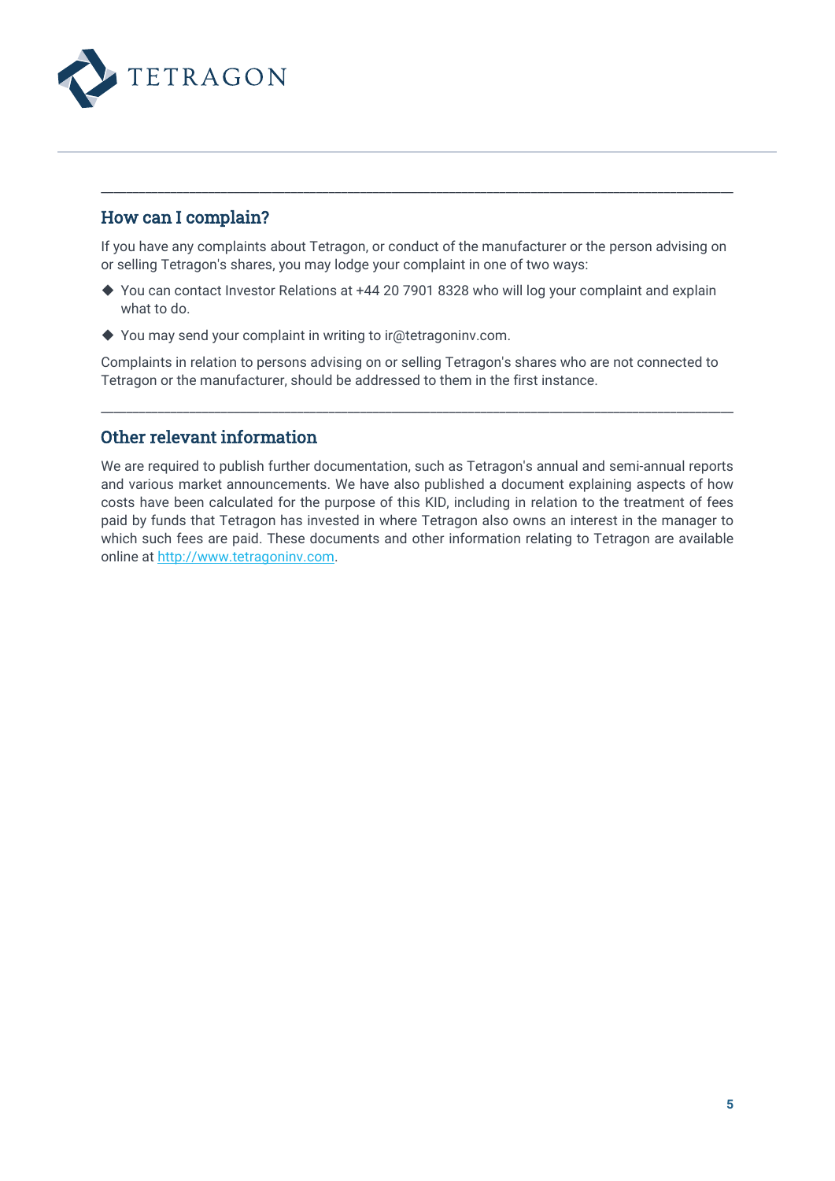## How can I complain?

If you have any complaints about Tetragon, or conduct of the manufacturer or the person advising on or selling Tetragon's shares, you may lodge your complaint in one of two ways:

- You can contact Investor Relations at +44 20 7901 8328 who will log your complaint and explain what to do.
- You may send your complaint in writing to ir@tetragoninv.com.

Complaints in relation to persons advising on or selling Tetragon's shares who are not connected to Tetragon or the manufacturer, should be addressed to them in the first instance.

## Other relevant information

We are required to publish further documentation, such as Tetragon's annual and semi-annual reports and various market announcements. We have also published a document explaining aspects of how costs have been calculated for the purpose of this KID, including in relation to the treatment of fees paid by funds that Tetragon has invested in where Tetragon also owns an interest in the manager to which such fees are paid. These documents and other information relating to Tetragon are available online at [http://www.tetragoninv.com](http://www.tetragoninv.com).